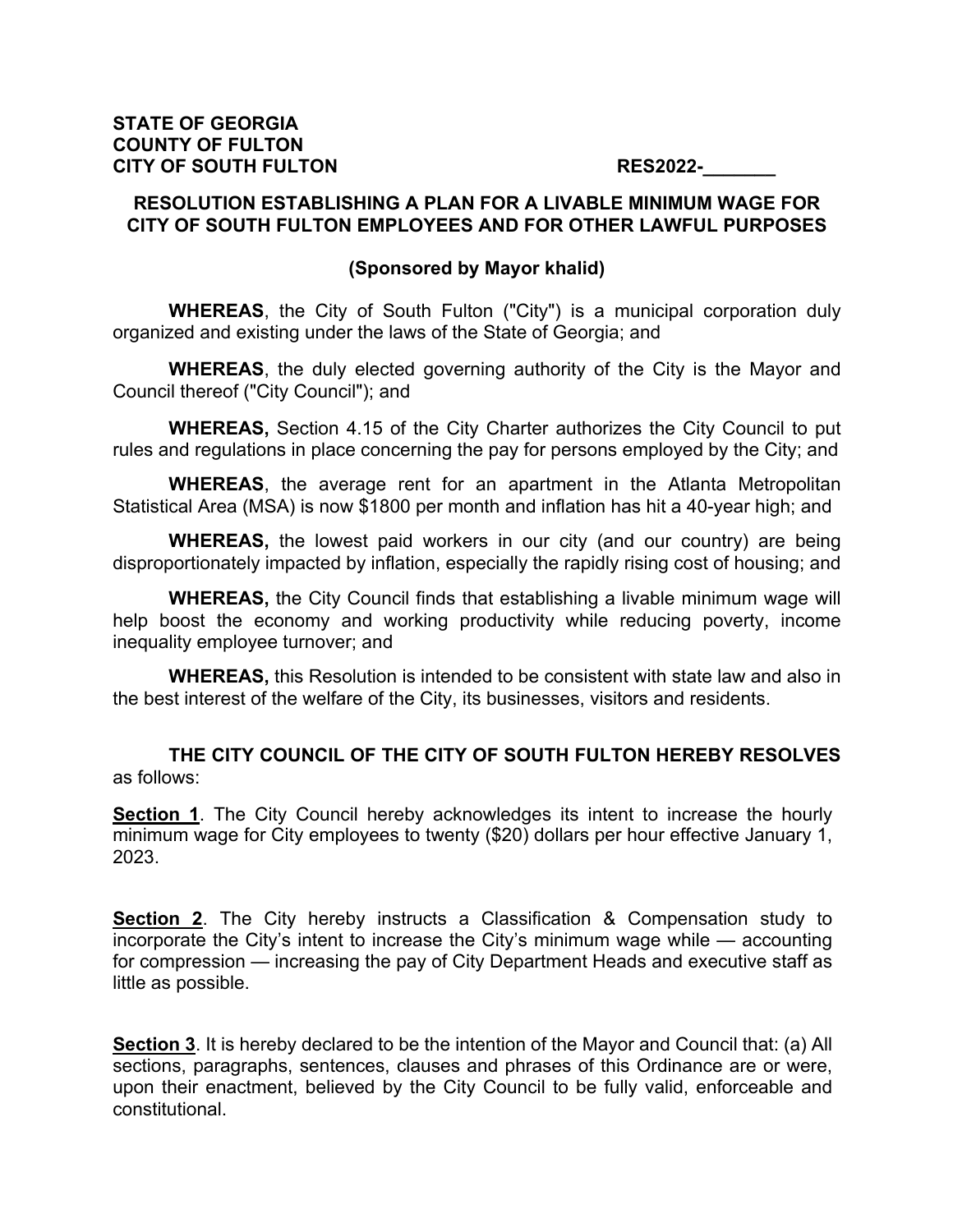**STATE OF GEORGIA**
**COUNTY OF FULTON**
**CITY OF SOUTH FULTON** **RES2022-_______**

**RESOLUTION ESTABLISHING A PLAN FOR A LIVABLE MINIMUM WAGE FOR CITY OF SOUTH FULTON EMPLOYEES AND FOR OTHER LAWFUL PURPOSES**

**(Sponsored by Mayor khalid)**

**WHEREAS**, the City of South Fulton ("City") is a municipal corporation duly organized and existing under the laws of the State of Georgia; and

**WHEREAS**, the duly elected governing authority of the City is the Mayor and Council thereof ("City Council"); and

**WHEREAS,** Section 4.15 of the City Charter authorizes the City Council to put rules and regulations in place concerning the pay for persons employed by the City; and

**WHEREAS**, the average rent for an apartment in the Atlanta Metropolitan Statistical Area (MSA) is now $1800 per month and inflation has hit a 40-year high; and

**WHEREAS,** the lowest paid workers in our city (and our country) are being disproportionately impacted by inflation, especially the rapidly rising cost of housing; and

**WHEREAS,** the City Council finds that establishing a livable minimum wage will help boost the economy and working productivity while reducing poverty, income inequality employee turnover; and

**WHEREAS,** this Resolution is intended to be consistent with state law and also in the best interest of the welfare of the City, its businesses, visitors and residents.

**THE CITY COUNCIL OF THE CITY OF SOUTH FULTON HEREBY RESOLVES** as follows:

**Section 1**. The City Council hereby acknowledges its intent to increase the hourly minimum wage for City employees to twenty ($20) dollars per hour effective January 1, 2023.

**Section 2**. The City hereby instructs a Classification & Compensation study to incorporate the City's intent to increase the City's minimum wage while — accounting for compression — increasing the pay of City Department Heads and executive staff as little as possible.

**Section 3**. It is hereby declared to be the intention of the Mayor and Council that: (a) All sections, paragraphs, sentences, clauses and phrases of this Ordinance are or were, upon their enactment, believed by the City Council to be fully valid, enforceable and constitutional.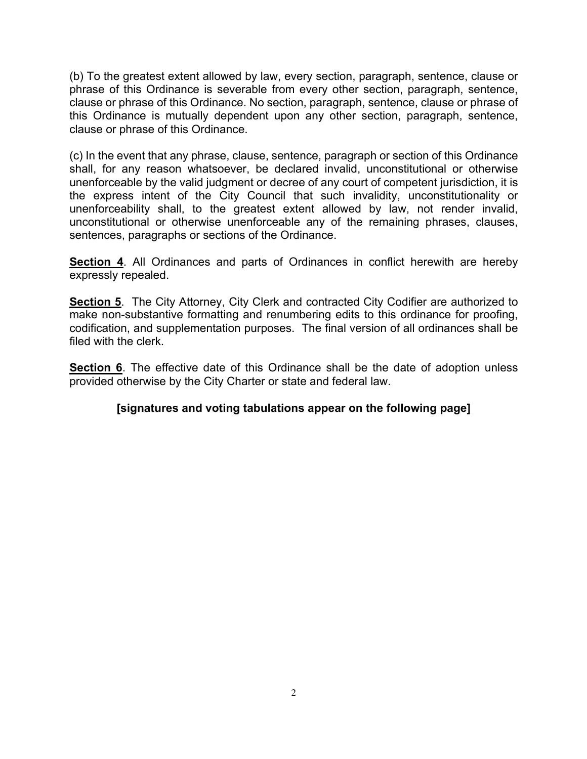(b) To the greatest extent allowed by law, every section, paragraph, sentence, clause or phrase of this Ordinance is severable from every other section, paragraph, sentence, clause or phrase of this Ordinance. No section, paragraph, sentence, clause or phrase of this Ordinance is mutually dependent upon any other section, paragraph, sentence, clause or phrase of this Ordinance.

(c) In the event that any phrase, clause, sentence, paragraph or section of this Ordinance shall, for any reason whatsoever, be declared invalid, unconstitutional or otherwise unenforceable by the valid judgment or decree of any court of competent jurisdiction, it is the express intent of the City Council that such invalidity, unconstitutionality or unenforceability shall, to the greatest extent allowed by law, not render invalid, unconstitutional or otherwise unenforceable any of the remaining phrases, clauses, sentences, paragraphs or sections of the Ordinance.

**Section 4**. All Ordinances and parts of Ordinances in conflict herewith are hereby expressly repealed.

**Section 5**. The City Attorney, City Clerk and contracted City Codifier are authorized to make non-substantive formatting and renumbering edits to this ordinance for proofing, codification, and supplementation purposes. The final version of all ordinances shall be filed with the clerk.

**Section 6**. The effective date of this Ordinance shall be the date of adoption unless provided otherwise by the City Charter or state and federal law.

**[signatures and voting tabulations appear on the following page]**